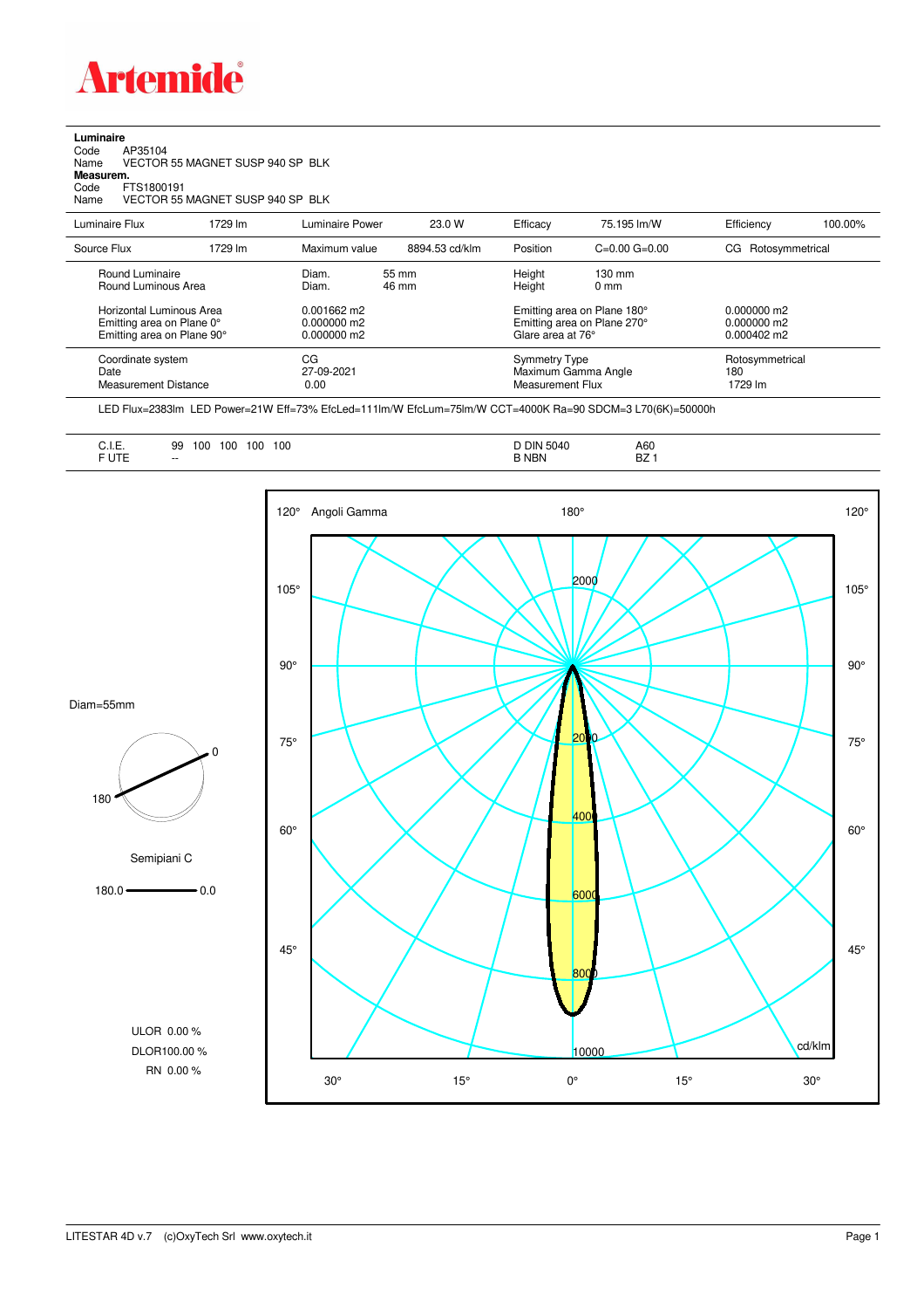# Artemide

**Luminaire**
Code AP35104
Name VECTOR 55 MAGNET SUSP 940 SP BLK
**Measurem.**
Code FTS1800191
Name VECTOR 55 MAGNET SUSP 940 SP BLK

| Luminaire Flux | 1729 lm | Luminaire Power | 23.0 W | Efficacy | 75.195 lm/W | Efficiency | 100.00% |
|---|---|---|---|---|---|---|---|
| Source Flux | 1729 lm | Maximum value | 8894.53 cd/klm | Position | C=0.00 G=0.00 | CG | Rotosymmetrical |

| | | | | | |
|---|---|---|---|---|---|
| Round Luminaire | Diam. | 55 mm | Height | 130 mm | |
| Round Luminous Area | Diam. | 46 mm | Height | 0 mm | |
| Horizontal Luminous Area | 0.001662 m2 | | Emitting area on Plane 180° | | 0.000000 m2 |
| Emitting area on Plane 0° | 0.000000 m2 | | Emitting area on Plane 270° | | 0.000000 m2 |
| Emitting area on Plane 90° | 0.000000 m2 | | Glare area at 76° | | 0.000402 m2 |
| Coordinate system | CG | | Symmetry Type | | Rotosymmetrical |
| Date | 27-09-2021 | | Maximum Gamma Angle | | 180 |
| Measurement Distance | 0.00 | | Measurement Flux | | 1729 lm |

LED Flux=2383lm LED Power=21W Eff=73% EfcLed=111lm/W EfcLum=75lm/W CCT=4000K Ra=90 SDCM=3 L70(6K)=50000h

| | | | |
|---|---|---|---|
| C.I.E. | 99 100 100 100 100 | D DIN 5040 | A60 |
| F UTE | -- | B NBN | BZ 1 |

Diam=55mm

Semipiani C

180.0 — 0.0

ULOR 0.00 %
DLOR100.00 %
RN 0.00 %

Angoli Gamma — cd/klm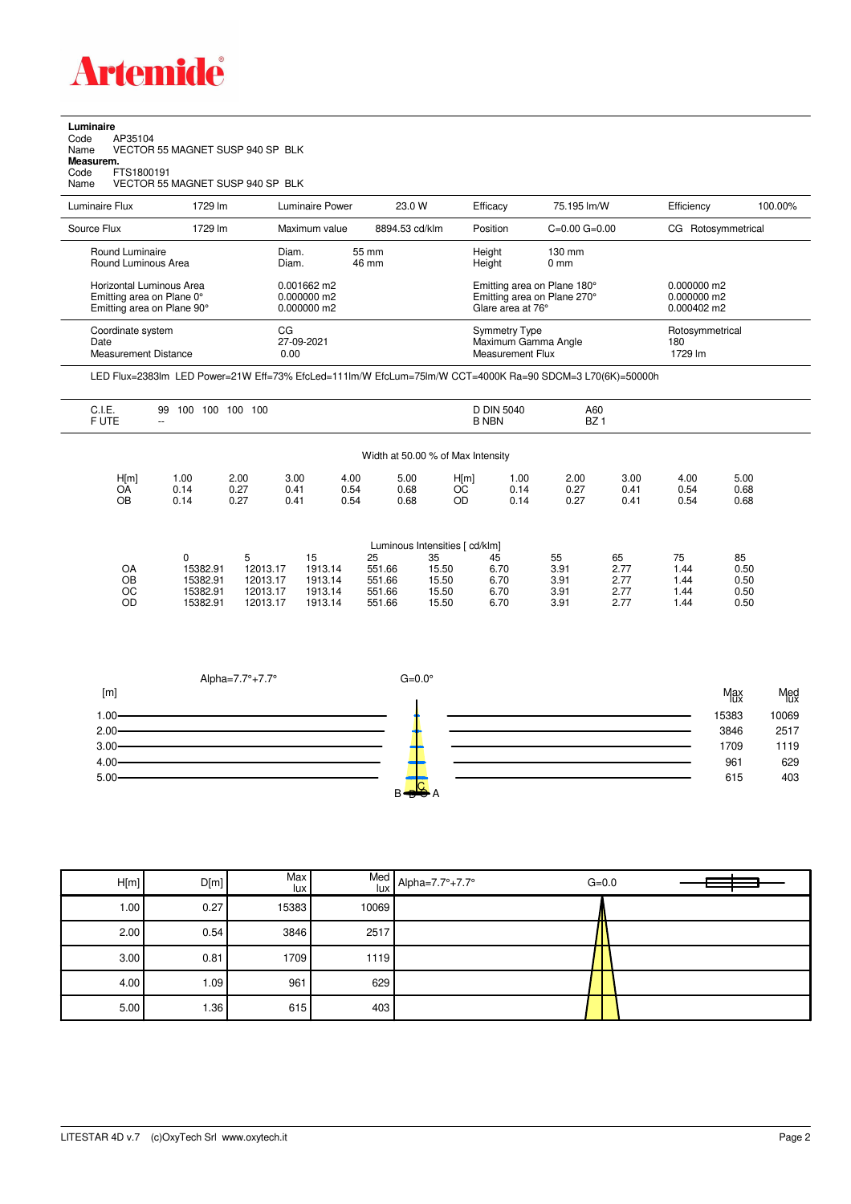Artemide

**Luminaire**
Code AP35104
Name VECTOR 55 MAGNET SUSP 940 SP BLK
**Measurem.**
Code FTS1800191
Name VECTOR 55 MAGNET SUSP 940 SP BLK

| | | | | | | | |
|---|---|---|---|---|---|---|---|
| Luminaire Flux | 1729 lm | Luminaire Power | 23.0 W | Efficacy | 75.195 lm/W | Efficiency | 100.00% |
| Source Flux | 1729 lm | Maximum value | 8894.53 cd/klm | Position | C=0.00 G=0.00 | CG Rotosymmetrical | |

| | | | | | | |
|---|---|---|---|---|---|---|
| Round Luminaire | Diam. | 55 mm | Height | 130 mm | | |
| Round Luminous Area | Diam. | 46 mm | Height | 0 mm | | |
| Horizontal Luminous Area | 0.001662 m2 | | Emitting area on Plane 180° | | 0.000000 m2 | |
| Emitting area on Plane 0° | 0.000000 m2 | | Emitting area on Plane 270° | | 0.000000 m2 | |
| Emitting area on Plane 90° | 0.000000 m2 | | Glare area at 76° | | 0.000402 m2 | |

| | | | |
|---|---|---|---|
| Coordinate system | CG | Symmetry Type | Rotosymmetrical |
| Date | 27-09-2021 | Maximum Gamma Angle | 180 |
| Measurement Distance | 0.00 | Measurement Flux | 1729 lm |

LED Flux=2383lm LED Power=21W Eff=73% EfcLed=111lm/W EfcLum=75lm/W CCT=4000K Ra=90 SDCM=3 L70(6K)=50000h

| | | | |
|---|---|---|---|
| C.I.E. | 99 100 100 100 100 | D DIN 5040 | A60 |
| F UTE | -- | B NBN | BZ 1 |

Width at 50.00 % of Max Intensity

| H[m] | 1.00 | 2.00 | 3.00 | 4.00 | 5.00 | H[m] | 1.00 | 2.00 | 3.00 | 4.00 | 5.00 |
|---|---|---|---|---|---|---|---|---|---|---|---|
| OA | 0.14 | 0.27 | 0.41 | 0.54 | 0.68 | OC | 0.14 | 0.27 | 0.41 | 0.54 | 0.68 |
| OB | 0.14 | 0.27 | 0.41 | 0.54 | 0.68 | OD | 0.14 | 0.27 | 0.41 | 0.54 | 0.68 |

Luminous Intensities [ cd/klm]

| | 0 | 5 | 15 | 25 | 35 | 45 | 55 | 65 | 75 | 85 |
|---|---|---|---|---|---|---|---|---|---|---|
| OA | 15382.91 | 12013.17 | 1913.14 | 551.66 | 15.50 | 6.70 | 3.91 | 2.77 | 1.44 | 0.50 |
| OB | 15382.91 | 12013.17 | 1913.14 | 551.66 | 15.50 | 6.70 | 3.91 | 2.77 | 1.44 | 0.50 |
| OC | 15382.91 | 12013.17 | 1913.14 | 551.66 | 15.50 | 6.70 | 3.91 | 2.77 | 1.44 | 0.50 |
| OD | 15382.91 | 12013.17 | 1913.14 | 551.66 | 15.50 | 6.70 | 3.91 | 2.77 | 1.44 | 0.50 |

Alpha=7.7°+7.7°
G=0.0°
[m]
Max lux
Med lux
1.00 15383 10069
2.00 3846 2517
3.00 1709 1119
4.00 961 629
5.00 615 403
B D C A

| H[m] | D[m] | Max lux | Med lux | Alpha=7.7°+7.7° G=0.0 |
|---|---|---|---|---|
| 1.00 | 0.27 | 15383 | 10069 | |
| 2.00 | 0.54 | 3846 | 2517 | |
| 3.00 | 0.81 | 1709 | 1119 | |
| 4.00 | 1.09 | 961 | 629 | |
| 5.00 | 1.36 | 615 | 403 | |

LITESTAR 4D v.7 (c)OxyTech Srl www.oxytech.it